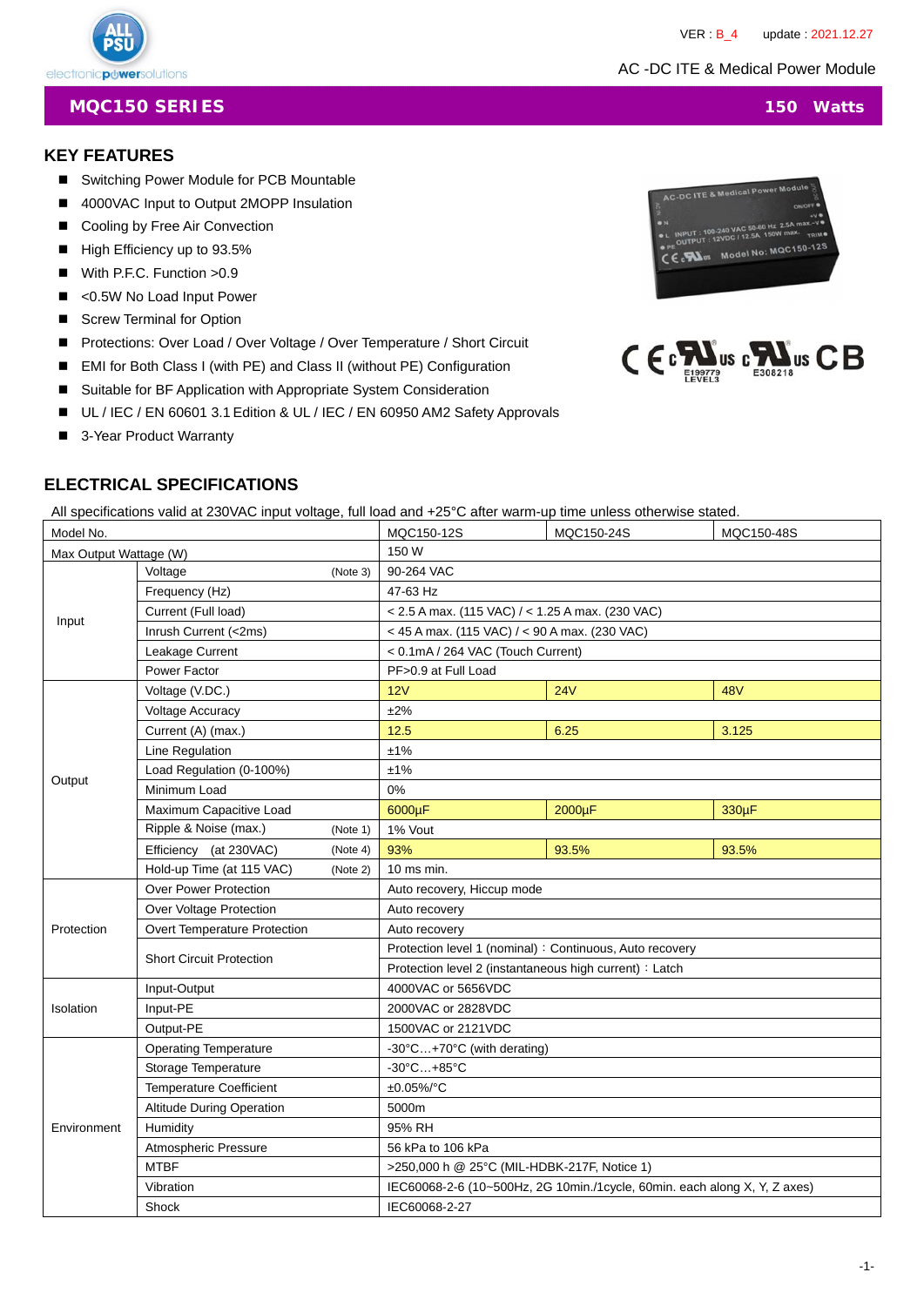VER : B_4 update : 2021.12.27

AC -DC ITE & Medical Power Module

## MQC150 SERIES 150 Watts

### KEY FEATURES

- Switching Power Module for PCB Mountable
- 4000VAC Input to Output 2MOPP Insulation
- Cooling by Free Air Convection
- High Efficiency up to 93.5%
- With P.F.C. Function >0.9
- <0.5W No Load Input Power
- Screw Terminal for Option
- Protections: Over Load / Over Voltage / Over Temperature / Short Circuit
- EMI for Both Class I (with PE) and Class II (without PE) Configuration
- Suitable for BF Application with Appropriate System Consideration
- UL / IEC / EN 60601 3.1 Edition & UL / IEC / EN 60950 AM2 Safety Approvals
- 3-Year Product Warranty

### ELECTRICAL SPECIFICATIONS

All specifications valid at 230VAC input voltage, full load and +25°C after warm-up time unless otherwise stated.

| Model No. | | MQC150-12S | MQC150-24S | MQC150-48S |
|---|---|---|---|---|
| Max Output Wattage (W) | | 150 W | | |
| Input | Voltage (Note 3) | 90-264 VAC | | |
| | Frequency (Hz) | 47-63 Hz | | |
| | Current (Full load) | < 2.5 A max. (115 VAC) / < 1.25 A max. (230 VAC) | | |
| | Inrush Current (<2ms) | < 45 A max. (115 VAC) / < 90 A max. (230 VAC) | | |
| | Leakage Current | < 0.1mA / 264 VAC (Touch Current) | | |
| | Power Factor | PF>0.9 at Full Load | | |
| Output | Voltage (V.DC.) | 12V | 24V | 48V |
| | Voltage Accuracy | ±2% | | |
| | Current (A) (max.) | 12.5 | 6.25 | 3.125 |
| | Line Regulation | ±1% | | |
| | Load Regulation (0-100%) | ±1% | | |
| | Minimum Load | 0% | | |
| | Maximum Capacitive Load | 6000µF | 2000µF | 330µF |
| | Ripple & Noise (max.) (Note 1) | 1% Vout | | |
| | Efficiency (at 230VAC) (Note 4) | 93% | 93.5% | 93.5% |
| | Hold-up Time (at 115 VAC) (Note 2) | 10 ms min. | | |
| Protection | Over Power Protection | Auto recovery, Hiccup mode | | |
| | Over Voltage Protection | Auto recovery | | |
| | Overt Temperature Protection | Auto recovery | | |
| | Short Circuit Protection | Protection level 1 (nominal)：Continuous, Auto recovery | | |
| | | Protection level 2 (instantaneous high current)：Latch | | |
| Isolation | Input-Output | 4000VAC or 5656VDC | | |
| | Input-PE | 2000VAC or 2828VDC | | |
| | Output-PE | 1500VAC or 2121VDC | | |
| Environment | Operating Temperature | -30°C…+70°C (with derating) | | |
| | Storage Temperature | -30°C…+85°C | | |
| | Temperature Coefficient | ±0.05%/°C | | |
| | Altitude During Operation | 5000m | | |
| | Humidity | 95% RH | | |
| | Atmospheric Pressure | 56 kPa to 106 kPa | | |
| | MTBF | >250,000 h @ 25°C (MIL-HDBK-217F, Notice 1) | | |
| | Vibration | IEC60068-2-6 (10~500Hz, 2G 10min./1cycle, 60min. each along X, Y, Z axes) | | |
| | Shock | IEC60068-2-27 | | |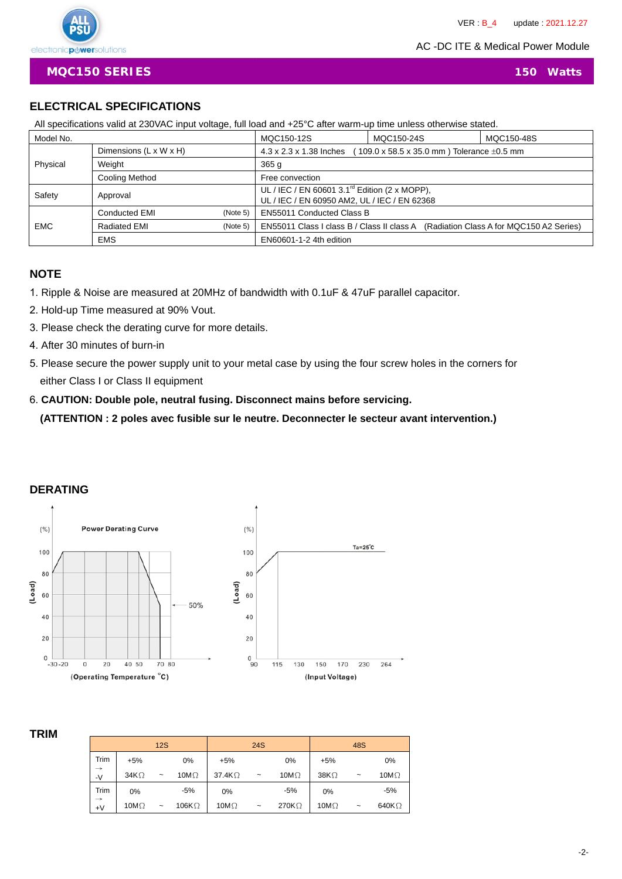## MQC150 SERIES — 150 Watts

## ELECTRICAL SPECIFICATIONS

All specifications valid at 230VAC input voltage, full load and +25°C after warm-up time unless otherwise stated.

| Model No. | | | MQC150-12S | MQC150-24S | MQC150-48S |
|---|---|---|---|---|---|
| Physical | Dimensions (L x W x H) | | 4.3 x 2.3 x 1.38 Inches (109.0 x 58.5 x 35.0 mm) Tolerance ±0.5 mm | | |
| | Weight | | 365 g | | |
| | Cooling Method | | Free convection | | |
| Safety | Approval | | UL / IEC / EN 60601 3.1rd Edition (2 x MOPP), UL / IEC / EN 60950 AM2, UL / IEC / EN 62368 | | |
| EMC | Conducted EMI | (Note 5) | EN55011 Conducted Class B | | |
| | Radiated EMI | (Note 5) | EN55011 Class I class B / Class II class A (Radiation Class A for MQC150 A2 Series) | | |
| | EMS | | EN60601-1-2 4th edition | | |

## NOTE

1. Ripple & Noise are measured at 20MHz of bandwidth with 0.1uF & 47uF parallel capacitor.
2. Hold-up Time measured at 90% Vout.
3. Please check the derating curve for more details.
4. After 30 minutes of burn-in
5. Please secure the power supply unit to your metal case by using the four screw holes in the corners for either Class I or Class II equipment
6. **CAUTION: Double pole, neutral fusing. Disconnect mains before servicing.**
   **(ATTENTION : 2 poles avec fusible sur le neutre. Deconnecter le secteur avant intervention.)**

## DERATING

Power Derating Curve — (Load) (%) vs (Operating Temperature °C): -30, -20, 0, 20, 40, 50, 70, 80; 50%

(Load) (%) vs (Input Voltage): 90, 115, 130, 150, 170, 230, 264; Ta=25°C

## TRIM

| | 12S | | | 24S | | | 48S | | |
|---|---|---|---|---|---|---|---|---|---|
| Trim → -V | +5% | | 0% | +5% | | 0% | +5% | | 0% |
| | 34KΩ | ~ | 10MΩ | 37.4KΩ | ~ | 10MΩ | 38KΩ | ~ | 10MΩ |
| Trim → +V | 0% | | -5% | 0% | | -5% | 0% | | -5% |
| | 10MΩ | ~ | 106KΩ | 10MΩ | ~ | 270KΩ | 10MΩ | ~ | 640KΩ |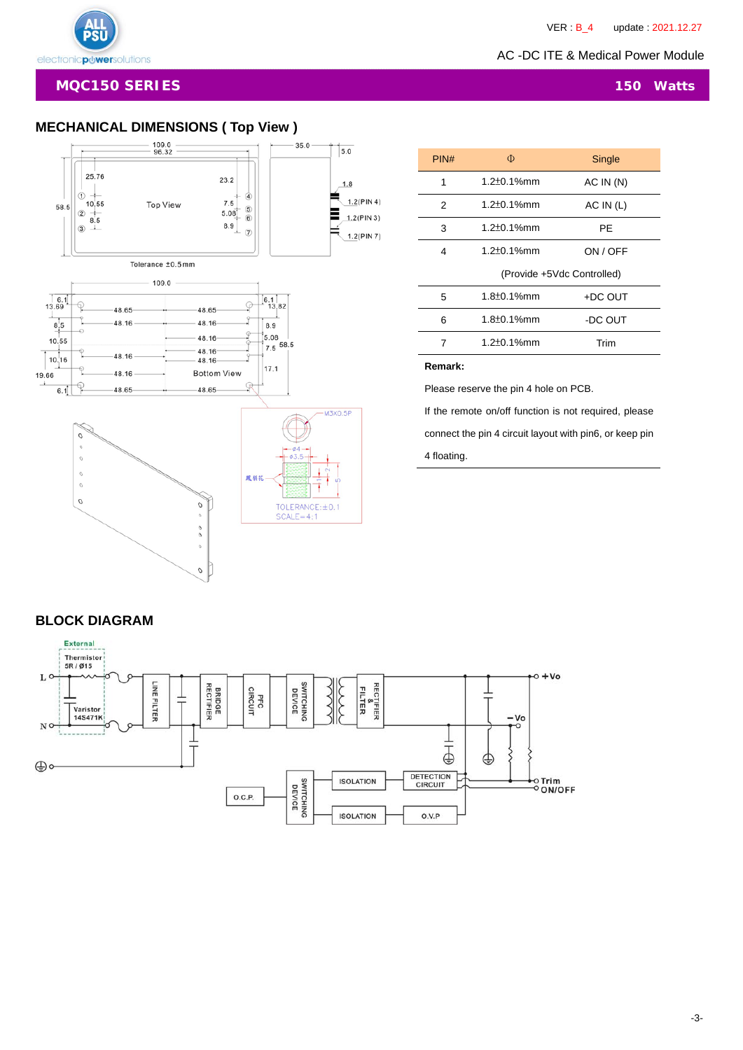## MECHANICAL DIMENSIONS ( Top View )

| PIN# | Φ | Single |
|---|---|---|
| 1 | 1.2±0.1%mm | AC IN (N) |
| 2 | 1.2±0.1%mm | AC IN (L) |
| 3 | 1.2±0.1%mm | PE |
| 4 | 1.2±0.1%mm | ON / OFF (Provide +5Vdc Controlled) |
| 5 | 1.8±0.1%mm | +DC OUT |
| 6 | 1.8±0.1%mm | -DC OUT |
| 7 | 1.2±0.1%mm | Trim |

**Remark:**

Please reserve the pin 4 hole on PCB.

If the remote on/off function is not required, please connect the pin 4 circuit layout with pin6, or keep pin 4 floating.

## BLOCK DIAGRAM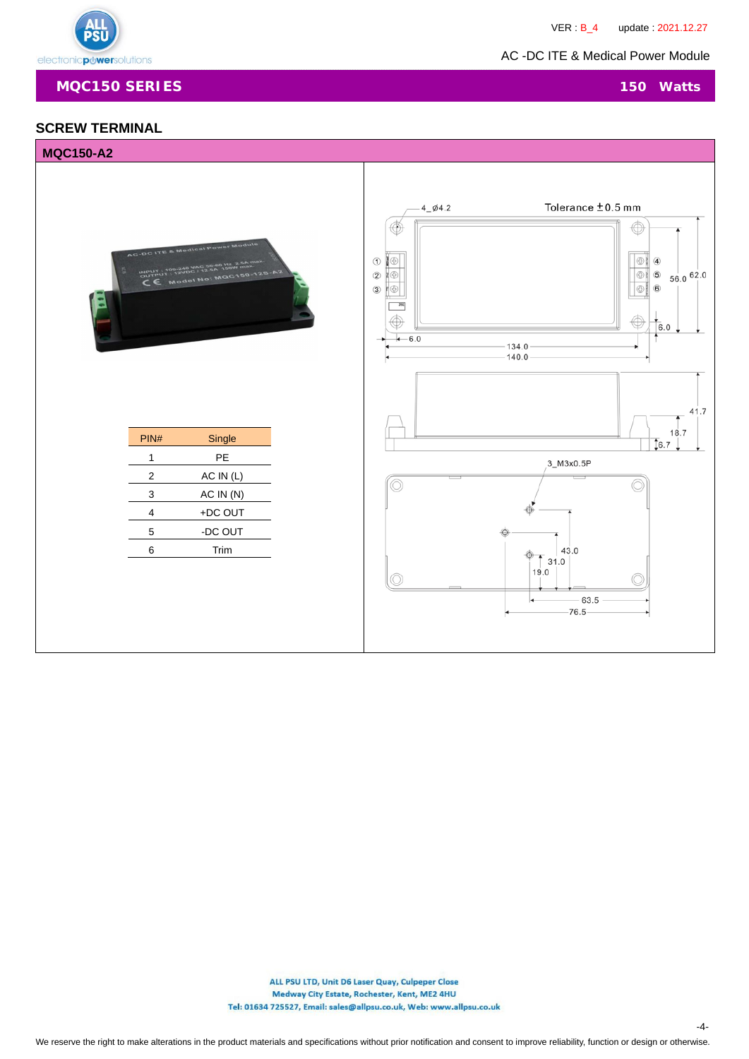## SCREW TERMINAL

### MQC150-A2

| PIN# | Single |
|---|---|
| 1 | PE |
| 2 | AC IN (L) |
| 3 | AC IN (N) |
| 4 | +DC OUT |
| 5 | -DC OUT |
| 6 | Trim |

4_Ø4.2

Tolerance ±0.5 mm

56.0
62.0
6.0
6.0
134.0
140.0

41.7
18.7
6.7

3_M3x0.5P

43.0
31.0
19.0
63.5
76.5

ALL PSU LTD, Unit D6 Laser Quay, Culpeper Close
Medway City Estate, Rochester, Kent, ME2 4HU
Tel: 01634 725527, Email: sales@allpsu.co.uk, Web: www.allpsu.co.uk

We reserve the right to make alterations in the product materials and specifications without prior notification and consent to improve reliability, function or design or otherwise.